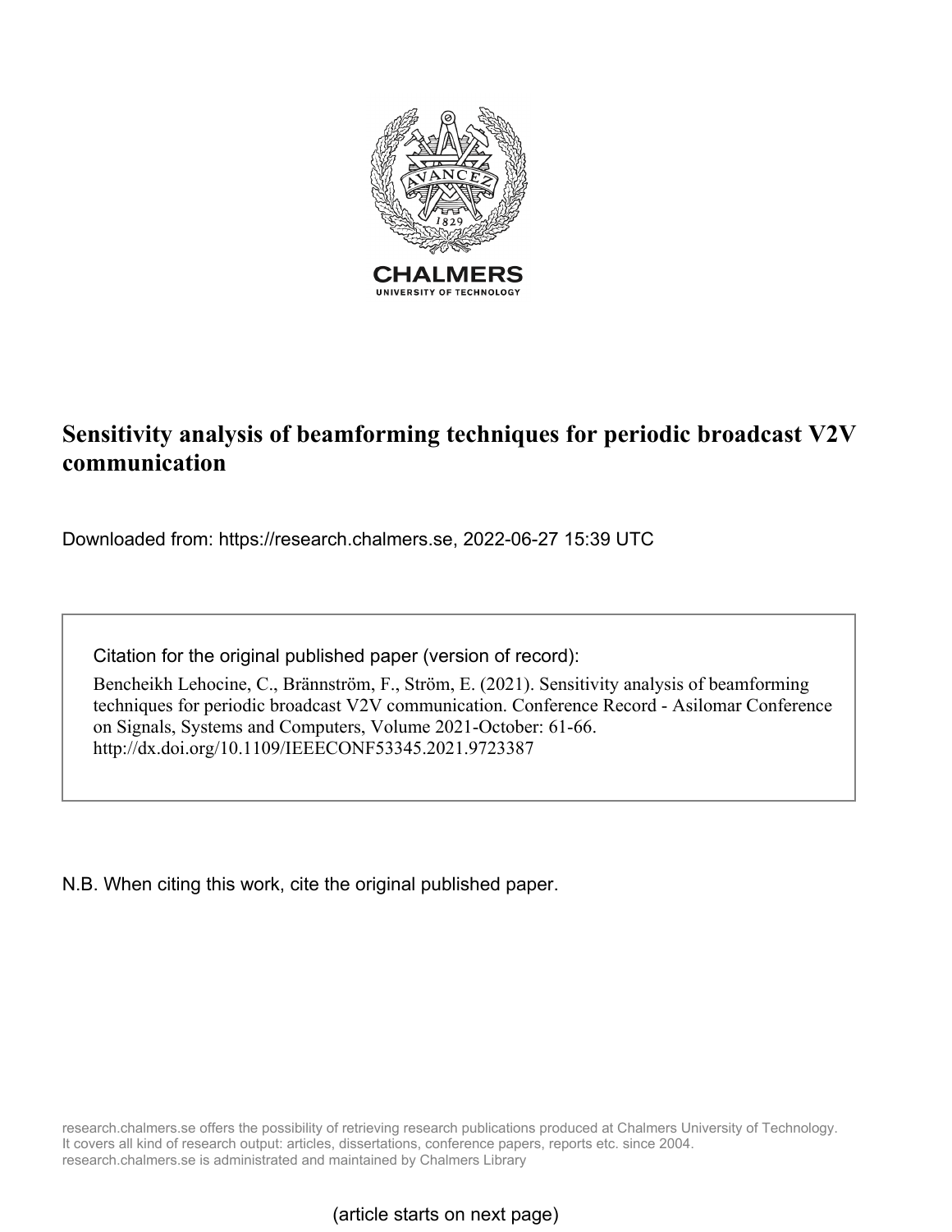CHALMERS

UNIVERSITY OF TECHNOLOGY

# Sensitivity analysis of beamforming techniques for periodic broadcast V2V communication

Downloaded from: https://research.chalmers.se, 2022-06-27 15:39 UTC

Citation for the original published paper (version of record):

Bencheikh Lehocine, C., Brännström, F., Ström, E. (2021). Sensitivity analysis of beamforming techniques for periodic broadcast V2V communication. Conference Record - Asilomar Conference on Signals, Systems and Computers, Volume 2021-October: 61-66. http://dx.doi.org/10.1109/IEEECONF53345.2021.9723387

N.B. When citing this work, cite the original published paper.

research.chalmers.se offers the possibility of retrieving research publications produced at Chalmers University of Technology. It covers all kind of research output: articles, dissertations, conference papers, reports etc. since 2004. research.chalmers.se is administrated and maintained by Chalmers Library

(article starts on next page)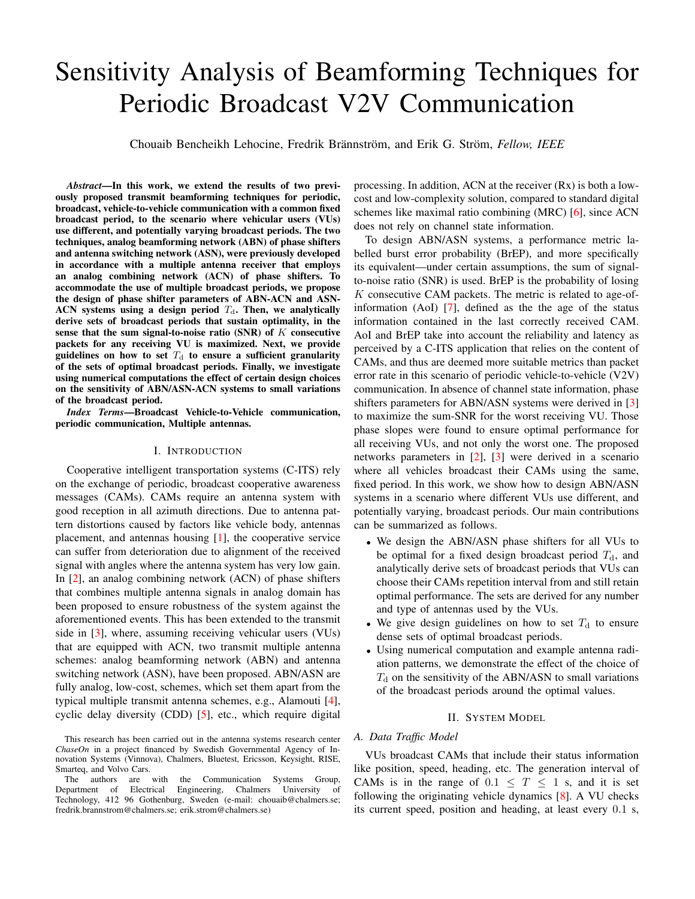# Sensitivity Analysis of Beamforming Techniques for Periodic Broadcast V2V Communication

Chouaib Bencheikh Lehocine, Fredrik Brännström, and Erik G. Ström, *Fellow, IEEE*

***Abstract*—In this work, we extend the results of two previously proposed transmit beamforming techniques for periodic, broadcast, vehicle-to-vehicle communication with a common fixed broadcast period, to the scenario where vehicular users (VUs) use different, and potentially varying broadcast periods. The two techniques, analog beamforming network (ABN) of phase shifters and antenna switching network (ASN), were previously developed in accordance with a multiple antenna receiver that employs an analog combining network (ACN) of phase shifters. To accommodate the use of multiple broadcast periods, we propose the design of phase shifter parameters of ABN-ACN and ASN-ACN systems using a design period $T_\mathrm{d}$. Then, we analytically derive sets of broadcast periods that sustain optimality, in the sense that the sum signal-to-noise ratio (SNR) of $K$ consecutive packets for any receiving VU is maximized. Next, we provide guidelines on how to set $T_\mathrm{d}$ to ensure a sufficient granularity of the sets of optimal broadcast periods. Finally, we investigate using numerical computations the effect of certain design choices on the sensitivity of ABN/ASN-ACN systems to small variations of the broadcast period.**

***Index Terms*—Broadcast Vehicle-to-Vehicle communication, periodic communication, Multiple antennas.**

## I. Introduction

Cooperative intelligent transportation systems (C-ITS) rely on the exchange of periodic, broadcast cooperative awareness messages (CAMs). CAMs require an antenna system with good reception in all azimuth directions. Due to antenna pattern distortions caused by factors like vehicle body, antennas placement, and antennas housing [1], the cooperative service can suffer from deterioration due to alignment of the received signal with angles where the antenna system has very low gain. In [2], an analog combining network (ACN) of phase shifters that combines multiple antenna signals in analog domain has been proposed to ensure robustness of the system against the aforementioned events. This has been extended to the transmit side in [3], where, assuming receiving vehicular users (VUs) that are equipped with ACN, two transmit multiple antenna schemes: analog beamforming network (ABN) and antenna switching network (ASN), have been proposed. ABN/ASN are fully analog, low-cost, schemes, which set them apart from the typical multiple transmit antenna schemes, e.g., Alamouti [4], cyclic delay diversity (CDD) [5], etc., which require digital processing. In addition, ACN at the receiver (Rx) is both a low-cost and low-complexity solution, compared to standard digital schemes like maximal ratio combining (MRC) [6], since ACN does not rely on channel state information.

To design ABN/ASN systems, a performance metric labelled burst error probability (BrEP), and more specifically its equivalent—under certain assumptions, the sum of signal-to-noise ratio (SNR) is used. BrEP is the probability of losing $K$ consecutive CAM packets. The metric is related to age-of-information (AoI) [7], defined as the the age of the status information contained in the last correctly received CAM. AoI and BrEP take into account the reliability and latency as perceived by a C-ITS application that relies on the content of CAMs, and thus are deemed more suitable metrics than packet error rate in this scenario of periodic vehicle-to-vehicle (V2V) communication. In absence of channel state information, phase shifters parameters for ABN/ASN systems were derived in [3] to maximize the sum-SNR for the worst receiving VU. Those phase slopes were found to ensure optimal performance for all receiving VUs, and not only the worst one. The proposed networks parameters in [2], [3] were derived in a scenario where all vehicles broadcast their CAMs using the same, fixed period. In this work, we show how to design ABN/ASN systems in a scenario where different VUs use different, and potentially varying, broadcast periods. Our main contributions can be summarized as follows.

- We design the ABN/ASN phase shifters for all VUs to be optimal for a fixed design broadcast period $T_\mathrm{d}$, and analytically derive sets of broadcast periods that VUs can choose their CAMs repetition interval from and still retain optimal performance. The sets are derived for any number and type of antennas used by the VUs.
- We give design guidelines on how to set $T_\mathrm{d}$ to ensure dense sets of optimal broadcast periods.
- Using numerical computation and example antenna radiation patterns, we demonstrate the effect of the choice of $T_\mathrm{d}$ on the sensitivity of the ABN/ASN to small variations of the broadcast periods around the optimal values.

## II. System Model

### A. Data Traffic Model

VUs broadcast CAMs that include their status information like position, speed, heading, etc. The generation interval of CAMs is in the range of $0.1 \leq T \leq 1$ s, and it is set following the originating vehicle dynamics [8]. A VU checks its current speed, position and heading, at least every $0.1$ s,

This research has been carried out in the antenna systems research center *ChaseOn* in a project financed by Swedish Governmental Agency of Innovation Systems (Vinnova), Chalmers, Bluetest, Ericsson, Keysight, RISE, Smarteq, and Volvo Cars.

The authors are with the Communication Systems Group, Department of Electrical Engineering, Chalmers University of Technology, 412 96 Gothenburg, Sweden (e-mail: chouaib@chalmers.se; fredrik.brannstrom@chalmers.se; erik.strom@chalmers.se)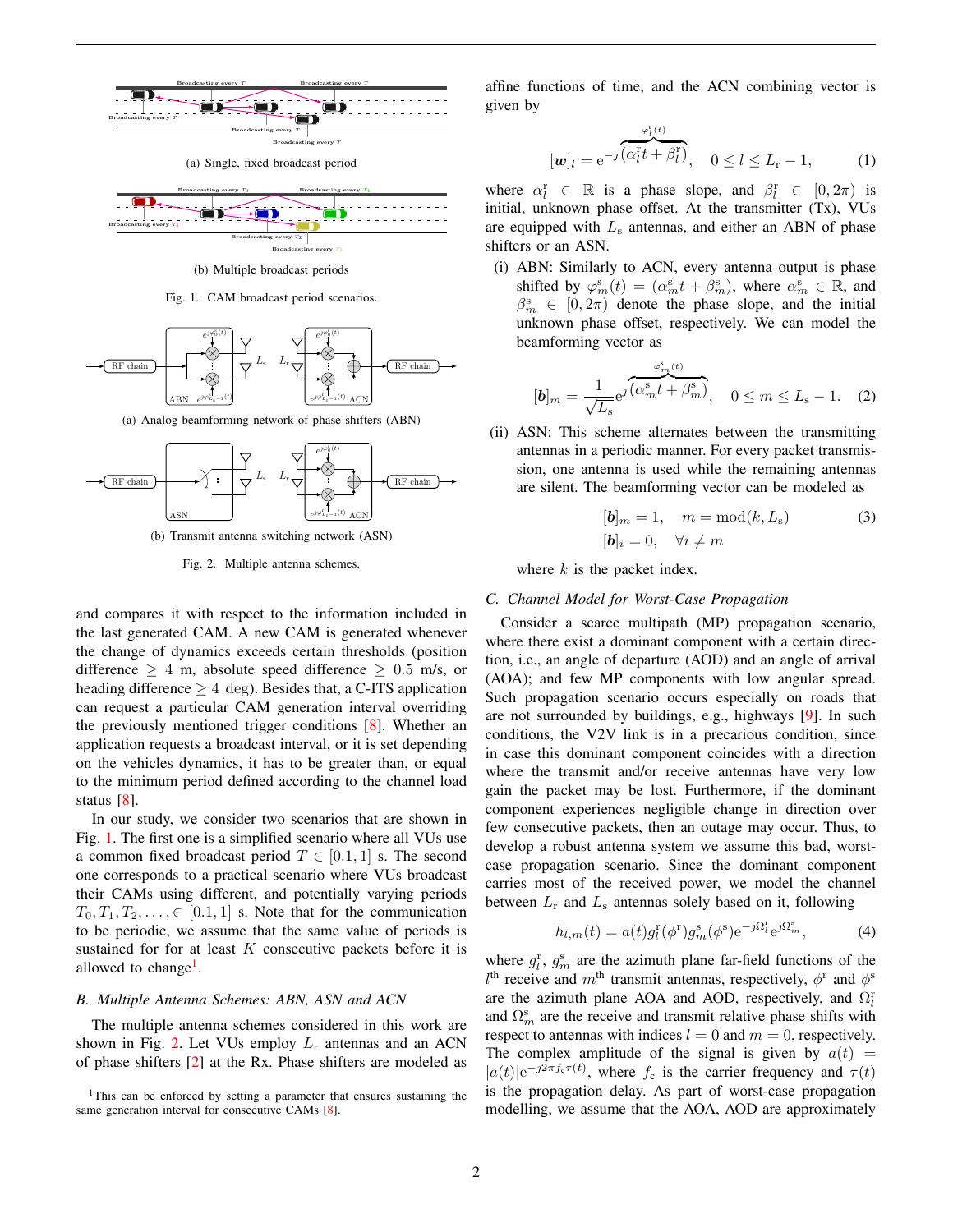(a) Single, fixed broadcast period

(b) Multiple broadcast periods

Fig. 1. CAM broadcast period scenarios.

(a) Analog beamforming network of phase shifters (ABN)

(b) Transmit antenna switching network (ASN)

Fig. 2. Multiple antenna schemes.

and compares it with respect to the information included in the last generated CAM. A new CAM is generated whenever the change of dynamics exceeds certain thresholds (position difference $\geq 4$ m, absolute speed difference $\geq 0.5$ m/s, or heading difference $\geq 4$ deg). Besides that, a C-ITS application can request a particular CAM generation interval overriding the previously mentioned trigger conditions [8]. Whether an application requests a broadcast interval, or it is set depending on the vehicles dynamics, it has to be greater than, or equal to the minimum period defined according to the channel load status [8].

In our study, we consider two scenarios that are shown in Fig. 1. The first one is a simplified scenario where all VUs use a common fixed broadcast period $T \in [0.1, 1]$ s. The second one corresponds to a practical scenario where VUs broadcast their CAMs using different, and potentially varying periods $T_0, T_1, T_2, \ldots, \in [0.1, 1]$ s. Note that for the communication to be periodic, we assume that the same value of periods is sustained for for at least $K$ consecutive packets before it is allowed to change[1].

### B. Multiple Antenna Schemes: ABN, ASN and ACN

The multiple antenna schemes considered in this work are shown in Fig. 2. Let VUs employ $L_\mathrm{r}$ antennas and an ACN of phase shifters [2] at the Rx. Phase shifters are modeled as affine functions of time, and the ACN combining vector is given by

$$[\boldsymbol{w}]_l = \mathrm{e}^{-\jmath \overbrace{(\alpha_l^\mathrm{r} t + \beta_l^\mathrm{r})}^{\varphi_l^\mathrm{r}(t)}}, \quad 0 \leq l \leq L_\mathrm{r} - 1, \tag{1}$$

where $\alpha_l^\mathrm{r} \in \mathbb{R}$ is a phase slope, and $\beta_l^\mathrm{r} \in [0, 2\pi)$ is initial, unknown phase offset. At the transmitter (Tx), VUs are equipped with $L_\mathrm{s}$ antennas, and either an ABN of phase shifters or an ASN.

(i) ABN: Similarly to ACN, every antenna output is phase shifted by $\varphi_m^\mathrm{s}(t) = (\alpha_m^\mathrm{s} t + \beta_m^\mathrm{s})$, where $\alpha_m^\mathrm{s} \in \mathbb{R}$, and $\beta_m^\mathrm{s} \in [0, 2\pi)$ denote the phase slope, and the initial unknown phase offset, respectively. We can model the beamforming vector as

$$[\boldsymbol{b}]_m = \frac{1}{\sqrt{L_\mathrm{s}}} \mathrm{e}^{\jmath \overbrace{(\alpha_m^\mathrm{s} t + \beta_m^\mathrm{s})}^{\varphi_m^\mathrm{s}(t)}}, \quad 0 \leq m \leq L_\mathrm{s} - 1. \tag{2}$$

(ii) ASN: This scheme alternates between the transmitting antennas in a periodic manner. For every packet transmission, one antenna is used while the remaining antennas are silent. The beamforming vector can be modeled as

$$\begin{aligned} [\boldsymbol{b}]_m &= 1, \quad m = \mathrm{mod}(k, L_\mathrm{s}) \\ [\boldsymbol{b}]_i &= 0, \quad \forall i \neq m \end{aligned} \tag{3}$$

where $k$ is the packet index.

### C. Channel Model for Worst-Case Propagation

Consider a scarce multipath (MP) propagation scenario, where there exist a dominant component with a certain direction, i.e., an angle of departure (AOD) and an angle of arrival (AOA); and few MP components with low angular spread. Such propagation scenario occurs especially on roads that are not surrounded by buildings, e.g., highways [9]. In such conditions, the V2V link is in a precarious condition, since in case this dominant component coincides with a direction where the transmit and/or receive antennas have very low gain the packet may be lost. Furthermore, if the dominant component experiences negligible change in direction over few consecutive packets, then an outage may occur. Thus, to develop a robust antenna system we assume this bad, worst-case propagation scenario. Since the dominant component carries most of the received power, we model the channel between $L_\mathrm{r}$ and $L_\mathrm{s}$ antennas solely based on it, following

$$h_{l,m}(t) = a(t) g_l^\mathrm{r}(\phi^\mathrm{r}) g_m^\mathrm{s}(\phi^\mathrm{s}) \mathrm{e}^{-\jmath \Omega_l^\mathrm{r}} \mathrm{e}^{\jmath \Omega_m^\mathrm{s}}, \tag{4}$$

where $g_l^\mathrm{r}$, $g_m^\mathrm{s}$ are the azimuth plane far-field functions of the $l^\mathrm{th}$ receive and $m^\mathrm{th}$ transmit antennas, respectively, $\phi^\mathrm{r}$ and $\phi^\mathrm{s}$ are the azimuth plane AOA and AOD, respectively, and $\Omega_l^\mathrm{r}$ and $\Omega_m^\mathrm{s}$ are the receive and transmit relative phase shifts with respect to antennas with indices $l = 0$ and $m = 0$, respectively. The complex amplitude of the signal is given by $a(t) = |a(t)| \mathrm{e}^{-\jmath 2\pi f_\mathrm{c} \tau(t)}$, where $f_\mathrm{c}$ is the carrier frequency and $\tau(t)$ is the propagation delay. As part of worst-case propagation modelling, we assume that the AOA, AOD are approximately

[1] This can be enforced by setting a parameter that ensures sustaining the same generation interval for consecutive CAMs [8].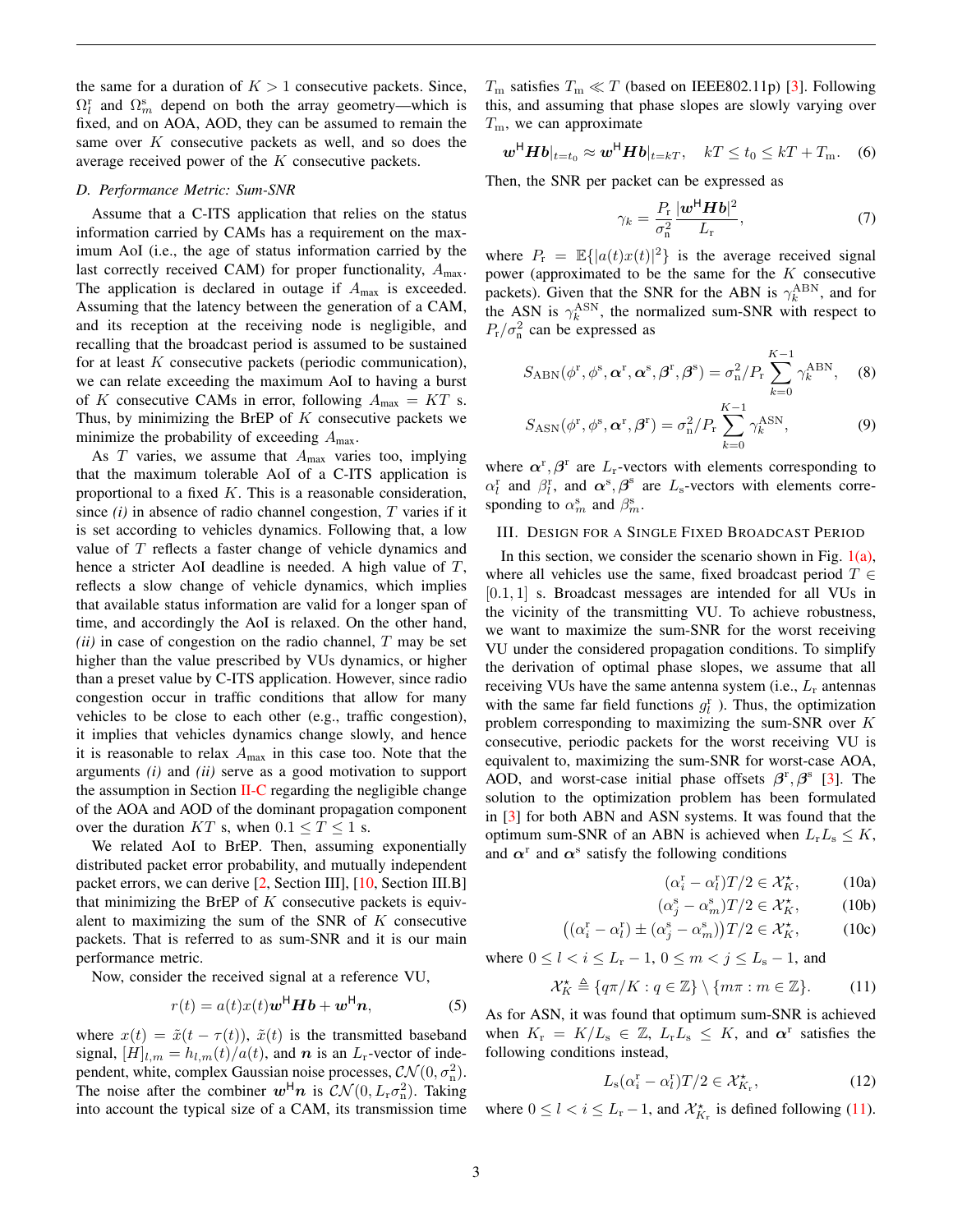the same for a duration of $K > 1$ consecutive packets. Since, $\Omega_l^{\mathrm{r}}$ and $\Omega_m^{\mathrm{s}}$ depend on both the array geometry—which is fixed, and on AOA, AOD, they can be assumed to remain the same over $K$ consecutive packets as well, and so does the average received power of the $K$ consecutive packets.

### D. Performance Metric: Sum-SNR

Assume that a C-ITS application that relies on the status information carried by CAMs has a requirement on the maximum AoI (i.e., the age of status information carried by the last correctly received CAM) for proper functionality, $A_{\max}$. The application is declared in outage if $A_{\max}$ is exceeded. Assuming that the latency between the generation of a CAM, and its reception at the receiving node is negligible, and recalling that the broadcast period is assumed to be sustained for at least $K$ consecutive packets (periodic communication), we can relate exceeding the maximum AoI to having a burst of $K$ consecutive CAMs in error, following $A_{\max} = KT$ s. Thus, by minimizing the BrEP of $K$ consecutive packets we minimize the probability of exceeding $A_{\max}$.

As $T$ varies, we assume that $A_{\max}$ varies too, implying that the maximum tolerable AoI of a C-ITS application is proportional to a fixed $K$. This is a reasonable consideration, since *(i)* in absence of radio channel congestion, $T$ varies if it is set according to vehicles dynamics. Following that, a low value of $T$ reflects a faster change of vehicle dynamics and hence a stricter AoI deadline is needed. A high value of $T$, reflects a slow change of vehicle dynamics, which implies that available status information are valid for a longer span of time, and accordingly the AoI is relaxed. On the other hand, *(ii)* in case of congestion on the radio channel, $T$ may be set higher than the value prescribed by VUs dynamics, or higher than a preset value by C-ITS application. However, since radio congestion occur in traffic conditions that allow for many vehicles to be close to each other (e.g., traffic congestion), it implies that vehicles dynamics change slowly, and hence it is reasonable to relax $A_{\max}$ in this case too. Note that the arguments *(i)* and *(ii)* serve as a good motivation to support the assumption in Section II-C regarding the negligible change of the AOA and AOD of the dominant propagation component over the duration $KT$ s, when $0.1 \leq T \leq 1$ s.

We related AoI to BrEP. Then, assuming exponentially distributed packet error probability, and mutually independent packet errors, we can derive [2, Section III], [10, Section III.B] that minimizing the BrEP of $K$ consecutive packets is equivalent to maximizing the sum of the SNR of $K$ consecutive packets. That is referred to as sum-SNR and it is our main performance metric.

Now, consider the received signal at a reference VU,

$$r(t) = a(t)x(t)\boldsymbol{w}^{\mathsf{H}}\boldsymbol{H}\boldsymbol{b} + \boldsymbol{w}^{\mathsf{H}}\boldsymbol{n}, \tag{5}$$

where $x(t) = \tilde{x}(t - \tau(t))$, $\tilde{x}(t)$ is the transmitted baseband signal, $[H]_{l,m} = h_{l,m}(t)/a(t)$, and $\boldsymbol{n}$ is an $L_{\mathrm{r}}$-vector of independent, white, complex Gaussian noise processes, $\mathcal{CN}(0, \sigma_{\mathrm{n}}^2)$. The noise after the combiner $\boldsymbol{w}^{\mathsf{H}}\boldsymbol{n}$ is $\mathcal{CN}(0, L_{\mathrm{r}}\sigma_{\mathrm{n}}^2)$. Taking into account the typical size of a CAM, its transmission time $T_{\mathrm{m}}$ satisfies $T_{\mathrm{m}} \ll T$ (based on IEEE802.11p) [3]. Following this, and assuming that phase slopes are slowly varying over $T_{\mathrm{m}}$, we can approximate

$$\boldsymbol{w}^{\mathsf{H}}\boldsymbol{H}\boldsymbol{b}|_{t=t_0} \approx \boldsymbol{w}^{\mathsf{H}}\boldsymbol{H}\boldsymbol{b}|_{t=kT}, \quad kT \leq t_0 \leq kT + T_{\mathrm{m}}. \tag{6}$$

Then, the SNR per packet can be expressed as

$$\gamma_k = \frac{P_{\mathrm{r}}}{\sigma_{\mathrm{n}}^2}\frac{|\boldsymbol{w}^{\mathsf{H}}\boldsymbol{H}\boldsymbol{b}|^2}{L_{\mathrm{r}}}, \tag{7}$$

where $P_{\mathrm{r}} = \mathbb{E}\{|a(t)x(t)|^2\}$ is the average received signal power (approximated to be the same for the $K$ consecutive packets). Given that the SNR for the ABN is $\gamma_k^{\mathrm{ABN}}$, and for the ASN is $\gamma_k^{\mathrm{ASN}}$, the normalized sum-SNR with respect to $P_{\mathrm{r}}/\sigma_{\mathrm{n}}^2$ can be expressed as

$$S_{\mathrm{ABN}}(\phi^{\mathrm{r}}, \phi^{\mathrm{s}}, \boldsymbol{\alpha}^{\mathrm{r}}, \boldsymbol{\alpha}^{\mathrm{s}}, \boldsymbol{\beta}^{\mathrm{r}}, \boldsymbol{\beta}^{\mathrm{s}}) = \sigma_{\mathrm{n}}^2/P_{\mathrm{r}} \sum_{k=0}^{K-1} \gamma_k^{\mathrm{ABN}}, \tag{8}$$

$$S_{\mathrm{ASN}}(\phi^{\mathrm{r}}, \phi^{\mathrm{s}}, \boldsymbol{\alpha}^{\mathrm{r}}, \boldsymbol{\beta}^{\mathrm{r}}) = \sigma_{\mathrm{n}}^2/P_{\mathrm{r}} \sum_{k=0}^{K-1} \gamma_k^{\mathrm{ASN}}, \tag{9}$$

where $\boldsymbol{\alpha}^{\mathrm{r}}, \boldsymbol{\beta}^{\mathrm{r}}$ are $L_{\mathrm{r}}$-vectors with elements corresponding to $\alpha_l^{\mathrm{r}}$ and $\beta_l^{\mathrm{r}}$, and $\boldsymbol{\alpha}^{\mathrm{s}}, \boldsymbol{\beta}^{\mathrm{s}}$ are $L_{\mathrm{s}}$-vectors with elements corresponding to $\alpha_m^{\mathrm{s}}$ and $\beta_m^{\mathrm{s}}$.

## III. Design for a Single Fixed Broadcast Period

In this section, we consider the scenario shown in Fig. 1(a), where all vehicles use the same, fixed broadcast period $T \in [0.1, 1]$ s. Broadcast messages are intended for all VUs in the vicinity of the transmitting VU. To achieve robustness, we want to maximize the sum-SNR for the worst receiving VU under the considered propagation conditions. To simplify the derivation of optimal phase slopes, we assume that all receiving VUs have the same antenna system (i.e., $L_{\mathrm{r}}$ antennas with the same far field functions $g_l^{\mathrm{r}}$ ). Thus, the optimization problem corresponding to maximizing the sum-SNR over $K$ consecutive, periodic packets for the worst receiving VU is equivalent to, maximizing the sum-SNR for worst-case AOA, AOD, and worst-case initial phase offsets $\boldsymbol{\beta}^{\mathrm{r}}, \boldsymbol{\beta}^{\mathrm{s}}$ [3]. The solution to the optimization problem has been formulated in [3] for both ABN and ASN systems. It was found that the optimum sum-SNR of an ABN is achieved when $L_{\mathrm{r}}L_{\mathrm{s}} \leq K$, and $\boldsymbol{\alpha}^{\mathrm{r}}$ and $\boldsymbol{\alpha}^{\mathrm{s}}$ satisfy the following conditions

$$(\alpha_i^{\mathrm{r}} - \alpha_l^{\mathrm{r}})T/2 \in \mathcal{X}_K^{\star}, \tag{10a}$$

$$(\alpha_j^{\mathrm{s}} - \alpha_m^{\mathrm{s}})T/2 \in \mathcal{X}_K^{\star}, \tag{10b}$$

$$\big((\alpha_i^{\mathrm{r}} - \alpha_l^{\mathrm{r}}) \pm (\alpha_j^{\mathrm{s}} - \alpha_m^{\mathrm{s}})\big)T/2 \in \mathcal{X}_K^{\star}, \tag{10c}$$

where $0 \leq l < i \leq L_{\mathrm{r}} - 1$, $0 \leq m < j \leq L_{\mathrm{s}} - 1$, and

$$\mathcal{X}_K^{\star} \triangleq \{q\pi/K : q \in \mathbb{Z}\} \setminus \{m\pi : m \in \mathbb{Z}\}. \tag{11}$$

As for ASN, it was found that optimum sum-SNR is achieved when $K_{\mathrm{r}} = K/L_{\mathrm{s}} \in \mathbb{Z}$, $L_{\mathrm{r}}L_{\mathrm{s}} \leq K$, and $\boldsymbol{\alpha}^{\mathrm{r}}$ satisfies the following conditions instead,

$$L_{\mathrm{s}}(\alpha_i^{\mathrm{r}} - \alpha_l^{\mathrm{r}})T/2 \in \mathcal{X}_{K_{\mathrm{r}}}^{\star}, \tag{12}$$

where $0 \leq l < i \leq L_{\mathrm{r}} - 1$, and $\mathcal{X}_{K_{\mathrm{r}}}^{\star}$ is defined following (11).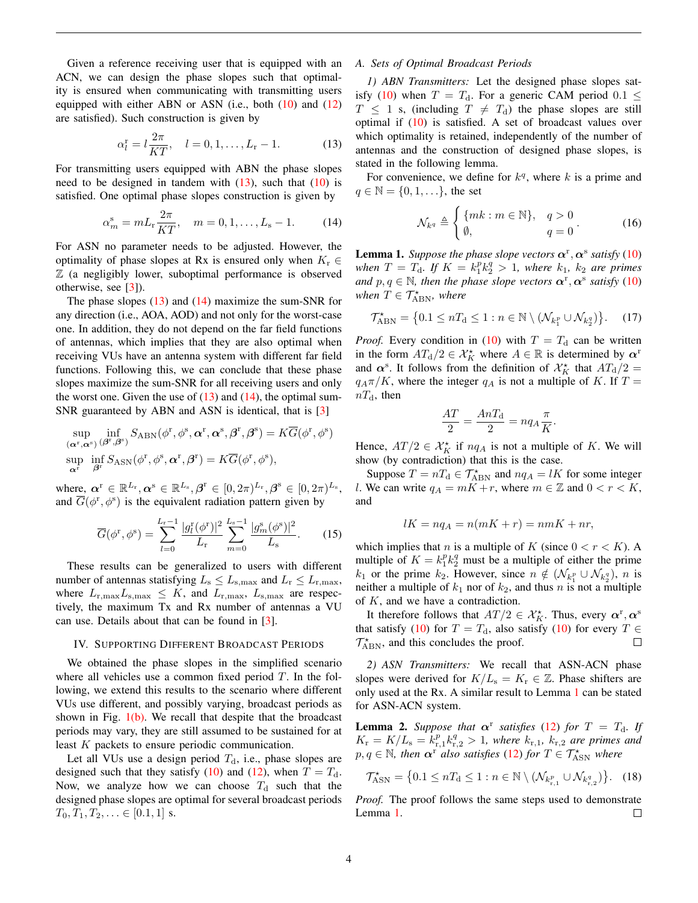Given a reference receiving user that is equipped with an ACN, we can design the phase slopes such that optimality is ensured when communicating with transmitting users equipped with either ABN or ASN (i.e., both (10) and (12) are satisfied). Such construction is given by

$$\alpha_l^{\mathrm{r}} = l\frac{2\pi}{KT}, \quad l = 0, 1, \ldots, L_{\mathrm{r}} - 1. \tag{13}$$

For transmitting users equipped with ABN the phase slopes need to be designed in tandem with (13), such that (10) is satisfied. One optimal phase slopes construction is given by

$$\alpha_m^{\mathrm{s}} = mL_{\mathrm{r}}\frac{2\pi}{KT}, \quad m = 0, 1, \ldots, L_{\mathrm{s}} - 1. \tag{14}$$

For ASN no parameter needs to be adjusted. However, the optimality of phase slopes at Rx is ensured only when $K_{\mathrm{r}} \in \mathbb{Z}$ (a negligibly lower, suboptimal performance is observed otherwise, see [3]).

The phase slopes (13) and (14) maximize the sum-SNR for any direction (i.e., AOA, AOD) and not only for the worst-case one. In addition, they do not depend on the far field functions of antennas, which implies that they are also optimal when receiving VUs have an antenna system with different far field functions. Following this, we can conclude that these phase slopes maximize the sum-SNR for all receiving users and only the worst one. Given the use of (13) and (14), the optimal sum-SNR guaranteed by ABN and ASN is identical, that is [3]

$$\sup_{(\boldsymbol{\alpha}^{\mathrm{r}},\boldsymbol{\alpha}^{\mathrm{s}})} \inf_{(\boldsymbol{\beta}^{\mathrm{r}},\boldsymbol{\beta}^{\mathrm{s}})} S_{\mathrm{ABN}}(\phi^{\mathrm{r}}, \phi^{\mathrm{s}}, \boldsymbol{\alpha}^{\mathrm{r}}, \boldsymbol{\alpha}^{\mathrm{s}}, \boldsymbol{\beta}^{\mathrm{r}}, \boldsymbol{\beta}^{\mathrm{s}}) = K\overline{G}(\phi^{\mathrm{r}}, \phi^{\mathrm{s}})$$
$$\sup_{\boldsymbol{\alpha}^{\mathrm{r}}} \inf_{\boldsymbol{\beta}^{\mathrm{r}}} S_{\mathrm{ASN}}(\phi^{\mathrm{r}}, \phi^{\mathrm{s}}, \boldsymbol{\alpha}^{\mathrm{r}}, \boldsymbol{\beta}^{\mathrm{r}}) = K\overline{G}(\phi^{\mathrm{r}}, \phi^{\mathrm{s}}),$$

where, $\boldsymbol{\alpha}^{\mathrm{r}} \in \mathbb{R}^{L_{\mathrm{r}}}, \boldsymbol{\alpha}^{\mathrm{s}} \in \mathbb{R}^{L_{\mathrm{s}}}, \boldsymbol{\beta}^{\mathrm{r}} \in [0, 2\pi)^{L_{\mathrm{r}}}, \boldsymbol{\beta}^{\mathrm{s}} \in [0, 2\pi)^{L_{\mathrm{s}}}$, and $\overline{G}(\phi^{\mathrm{r}}, \phi^{\mathrm{s}})$ is the equivalent radiation pattern given by

$$\overline{G}(\phi^{\mathrm{r}}, \phi^{\mathrm{s}}) = \sum_{l=0}^{L_{\mathrm{r}}-1} \frac{|g_l^{\mathrm{r}}(\phi^{\mathrm{r}})|^2}{L_{\mathrm{r}}} \sum_{m=0}^{L_{\mathrm{s}}-1} \frac{|g_m^{\mathrm{s}}(\phi^{\mathrm{s}})|^2}{L_{\mathrm{s}}}. \tag{15}$$

These results can be generalized to users with different number of antennas statisfying $L_{\mathrm{s}} \leq L_{\mathrm{s,max}}$ and $L_{\mathrm{r}} \leq L_{\mathrm{r,max}}$, where $L_{\mathrm{r,max}} L_{\mathrm{s,max}} \leq K$, and $L_{\mathrm{r,max}}$, $L_{\mathrm{s,max}}$ are respectively, the maximum Tx and Rx number of antennas a VU can use. Details about that can be found in [3].

## IV. Supporting Different Broadcast Periods

We obtained the phase slopes in the simplified scenario where all vehicles use a common fixed period $T$. In the following, we extend this results to the scenario where different VUs use different, and possibly varying, broadcast periods as shown in Fig. 1(b). We recall that despite that the broadcast periods may vary, they are still assumed to be sustained for at least $K$ packets to ensure periodic communication.

Let all VUs use a design period $T_{\mathrm{d}}$, i.e., phase slopes are designed such that they satisfy (10) and (12), when $T = T_{\mathrm{d}}$. Now, we analyze how we can choose $T_{\mathrm{d}}$ such that the designed phase slopes are optimal for several broadcast periods $T_0, T_1, T_2, \ldots \in [0.1, 1]$ s.

### A. Sets of Optimal Broadcast Periods

*1) ABN Transmitters:* Let the designed phase slopes satisfy (10) when $T = T_{\mathrm{d}}$. For a generic CAM period $0.1 \leq T \leq 1$ s, (including $T \neq T_{\mathrm{d}}$) the phase slopes are still optimal if (10) is satisfied. A set of broadcast values over which optimality is retained, independently of the number of antennas and the construction of designed phase slopes, is stated in the following lemma.

For convenience, we define for $k^q$, where $k$ is a prime and $q \in \mathbb{N} = \{0, 1, \ldots\}$, the set

$$\mathcal{N}_{k^q} \triangleq \begin{cases} \{mk : m \in \mathbb{N}\}, & q > 0 \\ \emptyset, & q = 0 \end{cases}. \tag{16}$$

**Lemma 1.** *Suppose the phase slope vectors $\boldsymbol{\alpha}^{\mathrm{r}}, \boldsymbol{\alpha}^{\mathrm{s}}$ satisfy (10) when $T = T_{\mathrm{d}}$. If $K = k_1^p k_2^q > 1$, where $k_1$, $k_2$ are primes and $p, q \in \mathbb{N}$, then the phase slope vectors $\boldsymbol{\alpha}^{\mathrm{r}}, \boldsymbol{\alpha}^{\mathrm{s}}$ satisfy (10) when $T \in \mathcal{T}^{\star}_{\mathrm{ABN}}$, where*

$$\mathcal{T}^{\star}_{\mathrm{ABN}} = \left\{0.1 \leq nT_{\mathrm{d}} \leq 1 : n \in \mathbb{N} \setminus (\mathcal{N}_{k_1^p} \cup \mathcal{N}_{k_2^q})\right\}. \tag{17}$$

*Proof.* Every condition in (10) with $T = T_{\mathrm{d}}$ can be written in the form $AT_{\mathrm{d}}/2 \in \mathcal{X}^{\star}_K$ where $A \in \mathbb{R}$ is determined by $\boldsymbol{\alpha}^{\mathrm{r}}$ and $\boldsymbol{\alpha}^{\mathrm{s}}$. It follows from the definition of $\mathcal{X}^{\star}_K$ that $AT_{\mathrm{d}}/2 = q_A\pi/K$, where the integer $q_A$ is not a multiple of $K$. If $T = nT_{\mathrm{d}}$, then

$$\frac{AT}{2} = \frac{AnT_{\mathrm{d}}}{2} = nq_A\frac{\pi}{K}.$$

Hence, $AT/2 \in \mathcal{X}^{\star}_K$ if $nq_A$ is not a multiple of $K$. We will show (by contradiction) that this is the case.

Suppose $T = nT_{\mathrm{d}} \in \mathcal{T}^{\star}_{\mathrm{ABN}}$ and $nq_A = lK$ for some integer $l$. We can write $q_A = mK + r$, where $m \in \mathbb{Z}$ and $0 < r < K$, and

$$lK = nq_A = n(mK + r) = nmK + nr,$$

which implies that $n$ is a multiple of $K$ (since $0 < r < K$). A multiple of $K = k_1^p k_2^q$ must be a multiple of either the prime $k_1$ or the prime $k_2$. However, since $n \notin (\mathcal{N}_{k_1^p} \cup \mathcal{N}_{k_2^q})$, $n$ is neither a multiple of $k_1$ nor of $k_2$, and thus $n$ is not a multiple of $K$, and we have a contradiction.

It therefore follows that $AT/2 \in \mathcal{X}^{\star}_K$. Thus, every $\boldsymbol{\alpha}^{\mathrm{r}}, \boldsymbol{\alpha}^{\mathrm{s}}$ that satisfy (10) for $T = T_{\mathrm{d}}$, also satisfy (10) for every $T \in \mathcal{T}^{\star}_{\mathrm{ABN}}$, and this concludes the proof. □

*2) ASN Transmitters:* We recall that ASN-ACN phase slopes were derived for $K/L_{\mathrm{s}} = K_{\mathrm{r}} \in \mathbb{Z}$. Phase shifters are only used at the Rx. A similar result to Lemma 1 can be stated for ASN-ACN system.

**Lemma 2.** *Suppose that $\boldsymbol{\alpha}^{\mathrm{r}}$ satisfies (12) for $T = T_{\mathrm{d}}$. If $K_{\mathrm{r}} = K/L_{\mathrm{s}} = k_{\mathrm{r},1}^p k_{\mathrm{r},2}^q > 1$, where $k_{\mathrm{r},1}$, $k_{\mathrm{r},2}$ are primes and $p, q \in \mathbb{N}$, then $\boldsymbol{\alpha}^{\mathrm{r}}$ also satisfies (12) for $T \in \mathcal{T}^{\star}_{\mathrm{ASN}}$ where*

$$\mathcal{T}^{\star}_{\mathrm{ASN}} = \left\{0.1 \leq nT_{\mathrm{d}} \leq 1 : n \in \mathbb{N} \setminus (\mathcal{N}_{k_{\mathrm{r},1}^p} \cup \mathcal{N}_{k_{\mathrm{r},2}^q})\right\}. \tag{18}$$

*Proof.* The proof follows the same steps used to demonstrate Lemma 1. □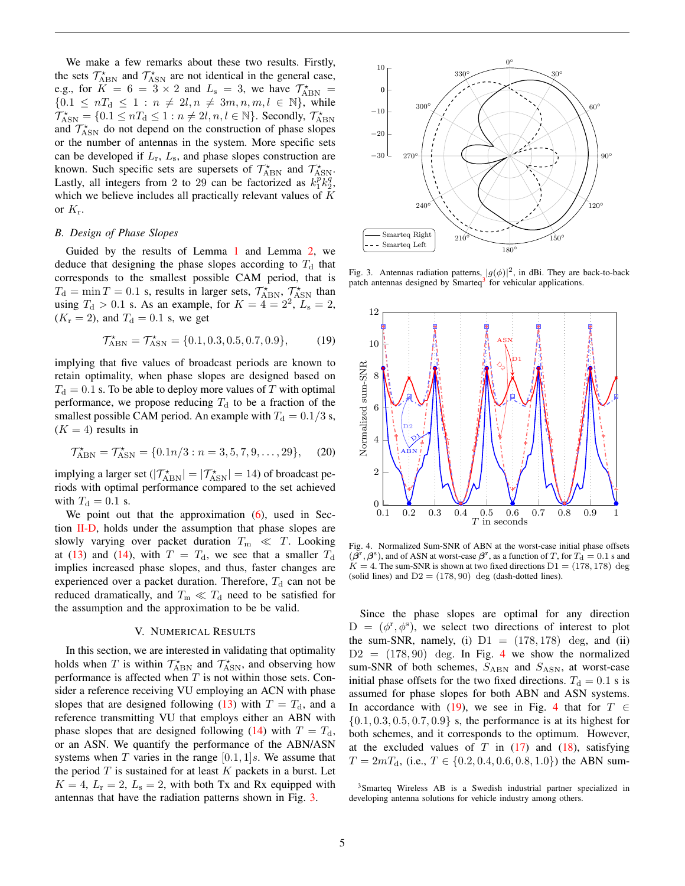We make a few remarks about these two results. Firstly, the sets $\mathcal{T}^\star_{\text{ABN}}$ and $\mathcal{T}^\star_{\text{ASN}}$ are not identical in the general case, e.g., for $K = 6 = 3 \times 2$ and $L_\text{s} = 3$, we have $\mathcal{T}^\star_{\text{ABN}} = \{0.1 \leq nT_\text{d} \leq 1 : n \neq 2l, n \neq 3m, n, m, l \in \mathbb{N}\}$, while $\mathcal{T}^\star_{\text{ASN}} = \{0.1 \leq nT_\text{d} \leq 1 : n \neq 2l, n, l \in \mathbb{N}\}$. Secondly, $\mathcal{T}^\star_{\text{ABN}}$ and $\mathcal{T}^\star_{\text{ASN}}$ do not depend on the construction of phase slopes or the number of antennas in the system. More specific sets can be developed if $L_\text{r}$, $L_\text{s}$, and phase slopes construction are known. Such specific sets are supersets of $\mathcal{T}^\star_{\text{ABN}}$ and $\mathcal{T}^\star_{\text{ASN}}$. Lastly, all integers from 2 to 29 can be factorized as $k_1^p k_2^q$, which we believe includes all practically relevant values of $K$ or $K_\text{r}$.

### B. Design of Phase Slopes

Guided by the results of Lemma 1 and Lemma 2, we deduce that designing the phase slopes according to $T_\text{d}$ that corresponds to the smallest possible CAM period, that is $T_\text{d} = \min T = 0.1$ s, results in larger sets, $\mathcal{T}^\star_{\text{ABN}}$, $\mathcal{T}^\star_{\text{ASN}}$ than using $T_\text{d} > 0.1$ s. As an example, for $K = 4 = 2^2$, $L_\text{s} = 2$, $(K_\text{r} = 2)$, and $T_\text{d} = 0.1$ s, we get

$$\mathcal{T}^\star_{\text{ABN}} = \mathcal{T}^\star_{\text{ASN}} = \{0.1, 0.3, 0.5, 0.7, 0.9\}, \tag{19}$$

implying that five values of broadcast periods are known to retain optimality, when phase slopes are designed based on $T_\text{d} = 0.1$ s. To be able to deploy more values of $T$ with optimal performance, we propose reducing $T_\text{d}$ to be a fraction of the smallest possible CAM period. An example with $T_\text{d} = 0.1/3$ s, $(K = 4)$ results in

$$\mathcal{T}^\star_{\text{ABN}} = \mathcal{T}^\star_{\text{ASN}} = \{0.1n/3 : n = 3, 5, 7, 9, \ldots, 29\}, \tag{20}$$

implying a larger set ($|\mathcal{T}^\star_{\text{ABN}}| = |\mathcal{T}^\star_{\text{ASN}}| = 14$) of broadcast periods with optimal performance compared to the set achieved with $T_\text{d} = 0.1$ s.

We point out that the approximation (6), used in Section II-D, holds under the assumption that phase slopes are slowly varying over packet duration $T_\text{m} \ll T$. Looking at (13) and (14), with $T = T_\text{d}$, we see that a smaller $T_\text{d}$ implies increased phase slopes, and thus, faster changes are experienced over a packet duration. Therefore, $T_\text{d}$ can not be reduced dramatically, and $T_\text{m} \ll T_\text{d}$ need to be satisfied for the assumption and the approximation to be be valid.

## V. Numerical Results

In this section, we are interested in validating that optimality holds when $T$ is within $\mathcal{T}^\star_{\text{ABN}}$ and $\mathcal{T}^\star_{\text{ASN}}$, and observing how performance is affected when $T$ is not within those sets. Consider a reference receiving VU employing an ACN with phase slopes that are designed following (13) with $T = T_\text{d}$, and a reference transmitting VU that employs either an ABN with phase slopes that are designed following (14) with $T = T_\text{d}$, or an ASN. We quantify the performance of the ABN/ASN systems when $T$ varies in the range $[0.1, 1]s$. We assume that the period $T$ is sustained for at least $K$ packets in a burst. Let $K = 4$, $L_\text{r} = 2$, $L_\text{s} = 2$, with both Tx and Rx equipped with antennas that have the radiation patterns shown in Fig. 3.

Fig. 3. Antennas radiation patterns, $|g(\phi)|^2$, in dBi. They are back-to-back patch antennas designed by Smarteq[3] for vehicular applications.

Fig. 4. Normalized Sum-SNR of ABN at the worst-case initial phase offsets $(\boldsymbol{\beta}^\text{r}, \boldsymbol{\beta}^\text{s})$, and of ASN at worst-case $\boldsymbol{\beta}^\text{r}$, as a function of $T$, for $T_\text{d} = 0.1$ s and $K = 4$. The sum-SNR is shown at two fixed directions $\text{D1} = (178, 178)$ deg (solid lines) and $\text{D2} = (178, 90)$ deg (dash-dotted lines).

Since the phase slopes are optimal for any direction $\text{D} = (\phi^\text{r}, \phi^\text{s})$, we select two directions of interest to plot the sum-SNR, namely, (i) $\text{D1} = (178, 178)$ deg, and (ii) $\text{D2} = (178, 90)$ deg. In Fig. 4 we show the normalized sum-SNR of both schemes, $S_{\text{ABN}}$ and $S_{\text{ASN}}$, at worst-case initial phase offsets for the two fixed directions. $T_\text{d} = 0.1$ s is assumed for phase slopes for both ABN and ASN systems. In accordance with (19), we see in Fig. 4 that for $T \in \{0.1, 0.3, 0.5, 0.7, 0.9\}$ s, the performance is at its highest for both schemes, and it corresponds to the optimum. However, at the excluded values of $T$ in (17) and (18), satisfying $T = 2mT_\text{d}$, (i.e., $T \in \{0.2, 0.4, 0.6, 0.8, 1.0\}$) the ABN sum-

[3] Smarteq Wireless AB is a Swedish industrial partner specialized in developing antenna solutions for vehicle industry among others.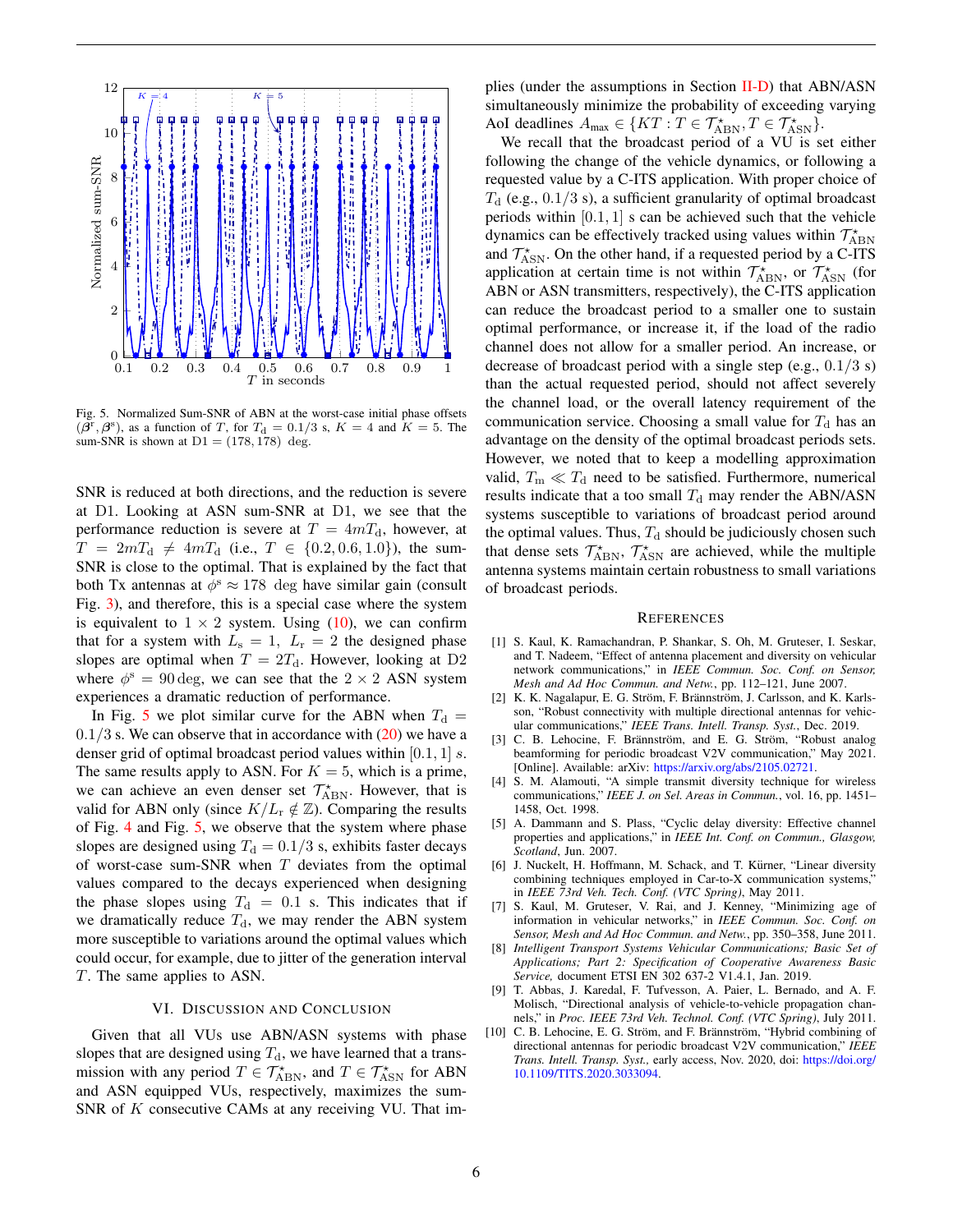12

10

8

6

4

2

0

Normalized sum-SNR

$K=4$

$K=5$

0.1 0.2 0.3 0.4 0.5 0.6 0.7 0.8 0.9 1

$T$ in seconds

Fig. 5. Normalized Sum-SNR of ABN at the worst-case initial phase offsets $(\boldsymbol{\beta}^{\mathrm{r}}, \boldsymbol{\beta}^{\mathrm{s}})$, as a function of $T$, for $T_{\mathrm{d}} = 0.1/3$ s, $K = 4$ and $K = 5$. The sum-SNR is shown at D1 $= (178, 178)$ deg.

SNR is reduced at both directions, and the reduction is severe at D1. Looking at ASN sum-SNR at D1, we see that the performance reduction is severe at $T = 4mT_{\mathrm{d}}$, however, at $T = 2mT_{\mathrm{d}} \neq 4mT_{\mathrm{d}}$ (i.e., $T \in \{0.2, 0.6, 1.0\}$), the sum-SNR is close to the optimal. That is explained by the fact that both Tx antennas at $\phi^{\mathrm{s}} \approx 178$ deg have similar gain (consult Fig. 3), and therefore, this is a special case where the system is equivalent to $1 \times 2$ system. Using (10), we can confirm that for a system with $L_{\mathrm{s}} = 1$, $L_{\mathrm{r}} = 2$ the designed phase slopes are optimal when $T = 2T_{\mathrm{d}}$. However, looking at D2 where $\phi^{\mathrm{s}} = 90$ deg, we can see that the $2 \times 2$ ASN system experiences a dramatic reduction of performance.

In Fig. 5 we plot similar curve for the ABN when $T_{\mathrm{d}} = 0.1/3$ s. We can observe that in accordance with (20) we have a denser grid of optimal broadcast period values within $[0.1, 1]$ $s$. The same results apply to ASN. For $K = 5$, which is a prime, we can achieve an even denser set $\mathcal{T}^{\star}_{\mathrm{ABN}}$. However, that is valid for ABN only (since $K/L_{\mathrm{r}} \notin \mathbb{Z}$). Comparing the results of Fig. 4 and Fig. 5, we observe that the system where phase slopes are designed using $T_{\mathrm{d}} = 0.1/3$ s, exhibits faster decays of worst-case sum-SNR when $T$ deviates from the optimal values compared to the decays experienced when designing the phase slopes using $T_{\mathrm{d}} = 0.1$ s. This indicates that if we dramatically reduce $T_{\mathrm{d}}$, we may render the ABN system more susceptible to variations around the optimal values which could occur, for example, due to jitter of the generation interval $T$. The same applies to ASN.

## VI. Discussion and Conclusion

Given that all VUs use ABN/ASN systems with phase slopes that are designed using $T_{\mathrm{d}}$, we have learned that a transmission with any period $T \in \mathcal{T}^{\star}_{\mathrm{ABN}}$, and $T \in \mathcal{T}^{\star}_{\mathrm{ASN}}$ for ABN and ASN equipped VUs, respectively, maximizes the sum-SNR of $K$ consecutive CAMs at any receiving VU. That implies (under the assumptions in Section II-D) that ABN/ASN simultaneously minimize the probability of exceeding varying AoI deadlines $A_{\max} \in \{KT : T \in \mathcal{T}^{\star}_{\mathrm{ABN}}, T \in \mathcal{T}^{\star}_{\mathrm{ASN}}\}$.

We recall that the broadcast period of a VU is set either following the change of the vehicle dynamics, or following a requested value by a C-ITS application. With proper choice of $T_{\mathrm{d}}$ (e.g., $0.1/3$ s), a sufficient granularity of optimal broadcast periods within $[0.1, 1]$ s can be achieved such that the vehicle dynamics can be effectively tracked using values within $\mathcal{T}^{\star}_{\mathrm{ABN}}$ and $\mathcal{T}^{\star}_{\mathrm{ASN}}$. On the other hand, if a requested period by a C-ITS application at certain time is not within $\mathcal{T}^{\star}_{\mathrm{ABN}}$, or $\mathcal{T}^{\star}_{\mathrm{ASN}}$ (for ABN or ASN transmitters, respectively), the C-ITS application can reduce the broadcast period to a smaller one to sustain optimal performance, or increase it, if the load of the radio channel does not allow for a smaller period. An increase, or decrease of broadcast period with a single step (e.g., $0.1/3$ s) than the actual requested period, should not affect severely the channel load, or the overall latency requirement of the communication service. Choosing a small value for $T_{\mathrm{d}}$ has an advantage on the density of the optimal broadcast periods sets. However, we noted that to keep a modelling approximation valid, $T_{\mathrm{m}} \ll T_{\mathrm{d}}$ need to be satisfied. Furthermore, numerical results indicate that a too small $T_{\mathrm{d}}$ may render the ABN/ASN systems susceptible to variations of broadcast period around the optimal values. Thus, $T_{\mathrm{d}}$ should be judiciously chosen such that dense sets $\mathcal{T}^{\star}_{\mathrm{ABN}}$, $\mathcal{T}^{\star}_{\mathrm{ASN}}$ are achieved, while the multiple antenna systems maintain certain robustness to small variations of broadcast periods.

## References

[1] S. Kaul, K. Ramachandran, P. Shankar, S. Oh, M. Gruteser, I. Seskar, and T. Nadeem, "Effect of antenna placement and diversity on vehicular network communications," in *IEEE Commun. Soc. Conf. on Sensor, Mesh and Ad Hoc Commun. and Netw.*, pp. 112–121, June 2007.

[2] K. K. Nagalapur, E. G. Ström, F. Brännström, J. Carlsson, and K. Karlsson, "Robust connectivity with multiple directional antennas for vehicular communications," *IEEE Trans. Intell. Transp. Syst.*, Dec. 2019.

[3] C. B. Lehocine, F. Brännström, and E. G. Ström, "Robust analog beamforming for periodic broadcast V2V communication," May 2021. [Online]. Available: arXiv: https://arxiv.org/abs/2105.02721.

[4] S. M. Alamouti, "A simple transmit diversity technique for wireless communications," *IEEE J. on Sel. Areas in Commun.*, vol. 16, pp. 1451–1458, Oct. 1998.

[5] A. Dammann and S. Plass, "Cyclic delay diversity: Effective channel properties and applications," in *IEEE Int. Conf. on Commun., Glasgow, Scotland*, Jun. 2007.

[6] J. Nuckelt, H. Hoffmann, M. Schack, and T. Kürner, "Linear diversity combining techniques employed in Car-to-X communication systems," in *IEEE 73rd Veh. Tech. Conf. (VTC Spring)*, May 2011.

[7] S. Kaul, M. Gruteser, V. Rai, and J. Kenney, "Minimizing age of information in vehicular networks," in *IEEE Commun. Soc. Conf. on Sensor, Mesh and Ad Hoc Commun. and Netw.*, pp. 350–358, June 2011.

[8] *Intelligent Transport Systems Vehicular Communications; Basic Set of Applications; Part 2: Specification of Cooperative Awareness Basic Service,* document ETSI EN 302 637-2 V1.4.1, Jan. 2019.

[9] T. Abbas, J. Karedal, F. Tufvesson, A. Paier, L. Bernado, and A. F. Molisch, "Directional analysis of vehicle-to-vehicle propagation channels," in *Proc. IEEE 73rd Veh. Technol. Conf. (VTC Spring)*, July 2011.

[10] C. B. Lehocine, E. G. Ström, and F. Brännström, "Hybrid combining of directional antennas for periodic broadcast V2V communication," *IEEE Trans. Intell. Transp. Syst.,* early access, Nov. 2020, doi: https://doi.org/10.1109/TITS.2020.3033094.